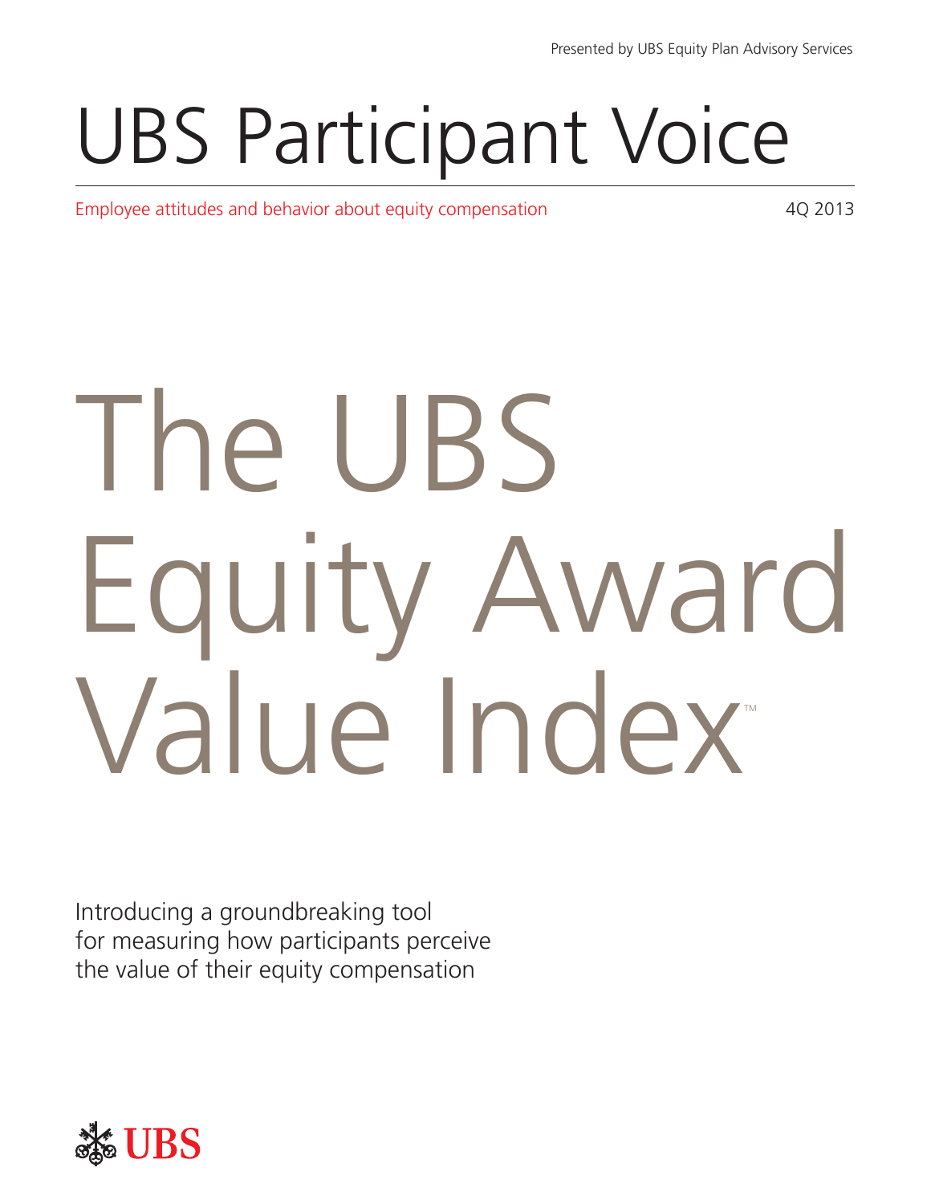Presented by UBS Equity Plan Advisory Services

# UBS Participant Voice

Employee attitudes and behavior about equity compensation

4Q 2013

# The UBS Equity Award Value Index™

Introducing a groundbreaking tool for measuring how participants perceive the value of their equity compensation

UBS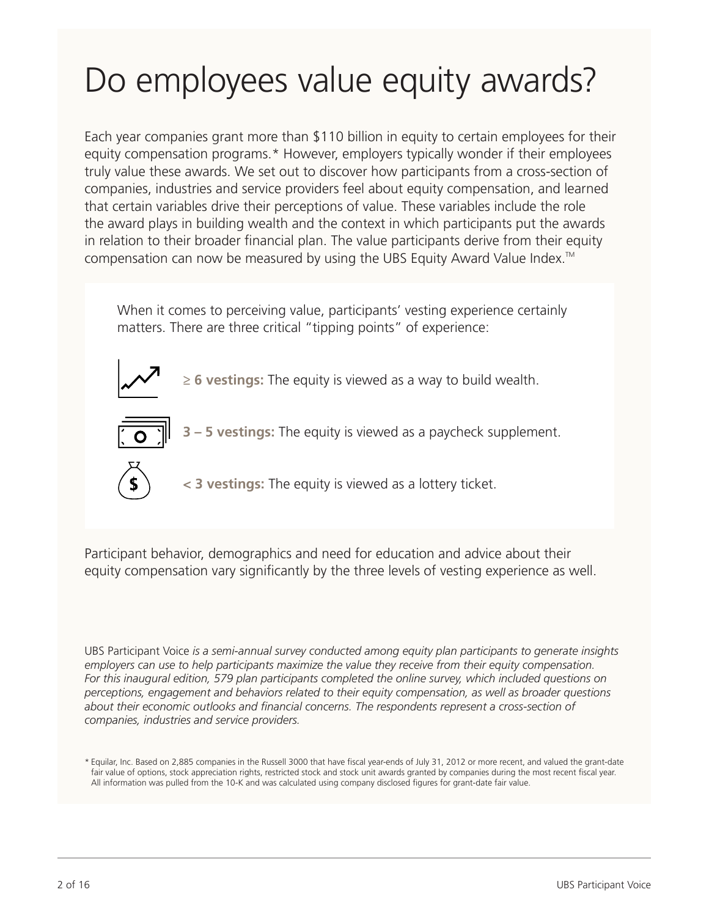# Do employees value equity awards?

Each year companies grant more than $110 billion in equity to certain employees for their equity compensation programs.* However, employers typically wonder if their employees truly value these awards. We set out to discover how participants from a cross-section of companies, industries and service providers feel about equity compensation, and learned that certain variables drive their perceptions of value. These variables include the role the award plays in building wealth and the context in which participants put the awards in relation to their broader financial plan. The value participants derive from their equity compensation can now be measured by using the UBS Equity Award Value Index.™

When it comes to perceiving value, participants' vesting experience certainly matters. There are three critical "tipping points" of experience:

- **≥ 6 vestings:** The equity is viewed as a way to build wealth.
- **3 – 5 vestings:** The equity is viewed as a paycheck supplement.
- **< 3 vestings:** The equity is viewed as a lottery ticket.

Participant behavior, demographics and need for education and advice about their equity compensation vary significantly by the three levels of vesting experience as well.

UBS Participant Voice *is a semi-annual survey conducted among equity plan participants to generate insights employers can use to help participants maximize the value they receive from their equity compensation. For this inaugural edition, 579 plan participants completed the online survey, which included questions on perceptions, engagement and behaviors related to their equity compensation, as well as broader questions about their economic outlooks and financial concerns. The respondents represent a cross-section of companies, industries and service providers.*

\* Equilar, Inc. Based on 2,885 companies in the Russell 3000 that have fiscal year-ends of July 31, 2012 or more recent, and valued the grant-date fair value of options, stock appreciation rights, restricted stock and stock unit awards granted by companies during the most recent fiscal year. All information was pulled from the 10-K and was calculated using company disclosed figures for grant-date fair value.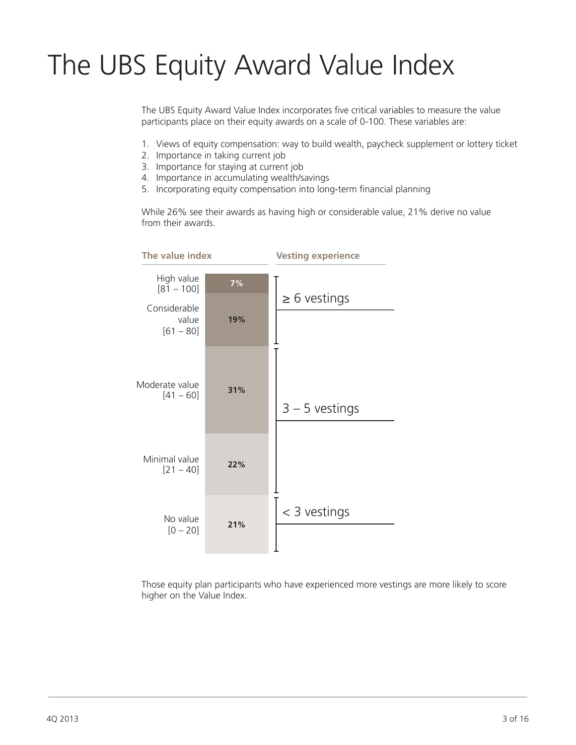# The UBS Equity Award Value Index

The UBS Equity Award Value Index incorporates five critical variables to measure the value participants place on their equity awards on a scale of 0-100. These variables are:

1. Views of equity compensation: way to build wealth, paycheck supplement or lottery ticket
2. Importance in taking current job
3. Importance for staying at current job
4. Importance in accumulating wealth/savings
5. Incorporating equity compensation into long-term financial planning

While 26% see their awards as having high or considerable value, 21% derive no value from their awards.

| The value index | | Vesting experience |
|---|---|---|
| High value [81 – 100] | 7% | ≥ 6 vestings |
| Considerable value [61 – 80] | 19% | |
| Moderate value [41 – 60] | 31% | 3 – 5 vestings |
| Minimal value [21 – 40] | 22% | |
| No value [0 – 20] | 21% | < 3 vestings |

Those equity plan participants who have experienced more vestings are more likely to score higher on the Value Index.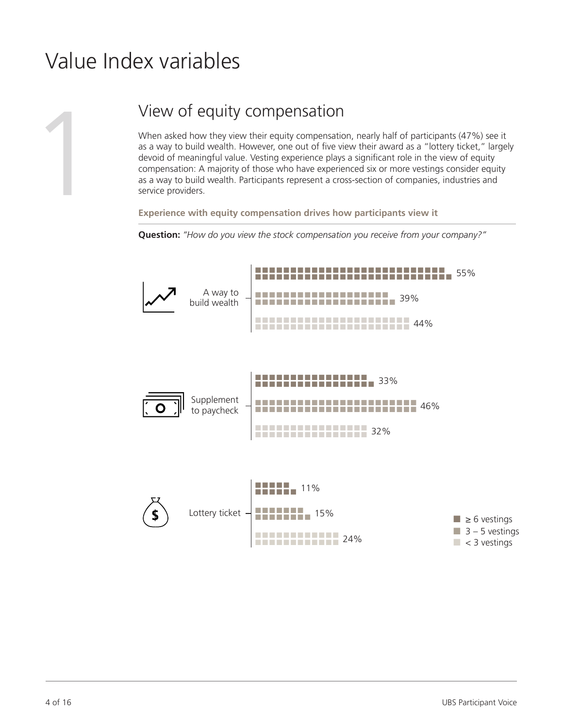# Value Index variables

1

## View of equity compensation

When asked how they view their equity compensation, nearly half of participants (47%) see it as a way to build wealth. However, one out of five view their award as a "lottery ticket," largely devoid of meaningful value. Vesting experience plays a significant role in the view of equity compensation: A majority of those who have experienced six or more vestings consider equity as a way to build wealth. Participants represent a cross-section of companies, industries and service providers.

**Experience with equity compensation drives how participants view it**

**Question:** *"How do you view the stock compensation you receive from your company?"*

| | ≥ 6 vestings | 3 – 5 vestings | < 3 vestings |
|---|---|---|---|
| A way to build wealth | 55% | 39% | 44% |
| Supplement to paycheck | 33% | 46% | 32% |
| Lottery ticket | 11% | 15% | 24% |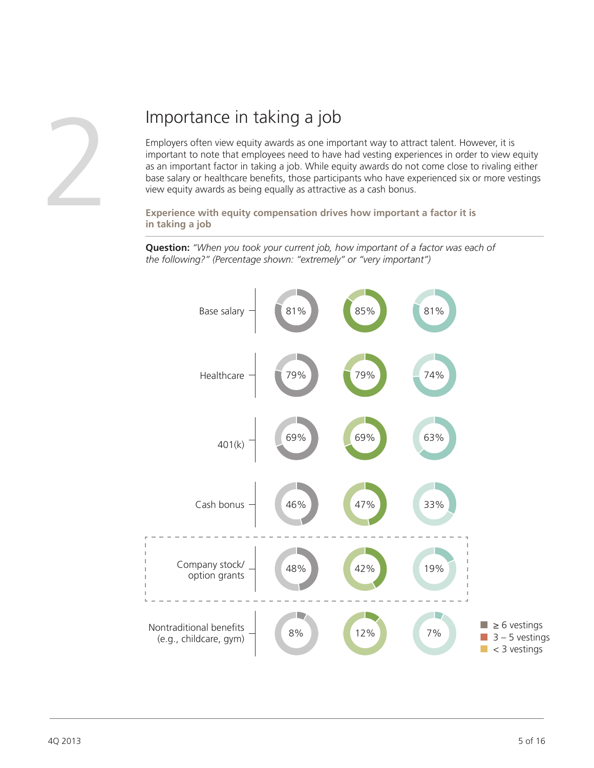2

# Importance in taking a job

Employers often view equity awards as one important way to attract talent. However, it is important to note that employees need to have had vesting experiences in order to view equity as an important factor in taking a job. While equity awards do not come close to rivaling either base salary or healthcare benefits, those participants who have experienced six or more vestings view equity awards as being equally as attractive as a cash bonus.

**Experience with equity compensation drives how important a factor it is in taking a job**

**Question:** *"When you took your current job, how important of a factor was each of the following?" (Percentage shown: "extremely" or "very important")*

| | ≥ 6 vestings | 3 – 5 vestings | < 3 vestings |
|---|---|---|---|
| Base salary | 81% | 85% | 81% |
| Healthcare | 79% | 79% | 74% |
| 401(k) | 69% | 69% | 63% |
| Cash bonus | 46% | 47% | 33% |
| Company stock/ option grants | 48% | 42% | 19% |
| Nontraditional benefits (e.g., childcare, gym) | 8% | 12% | 7% |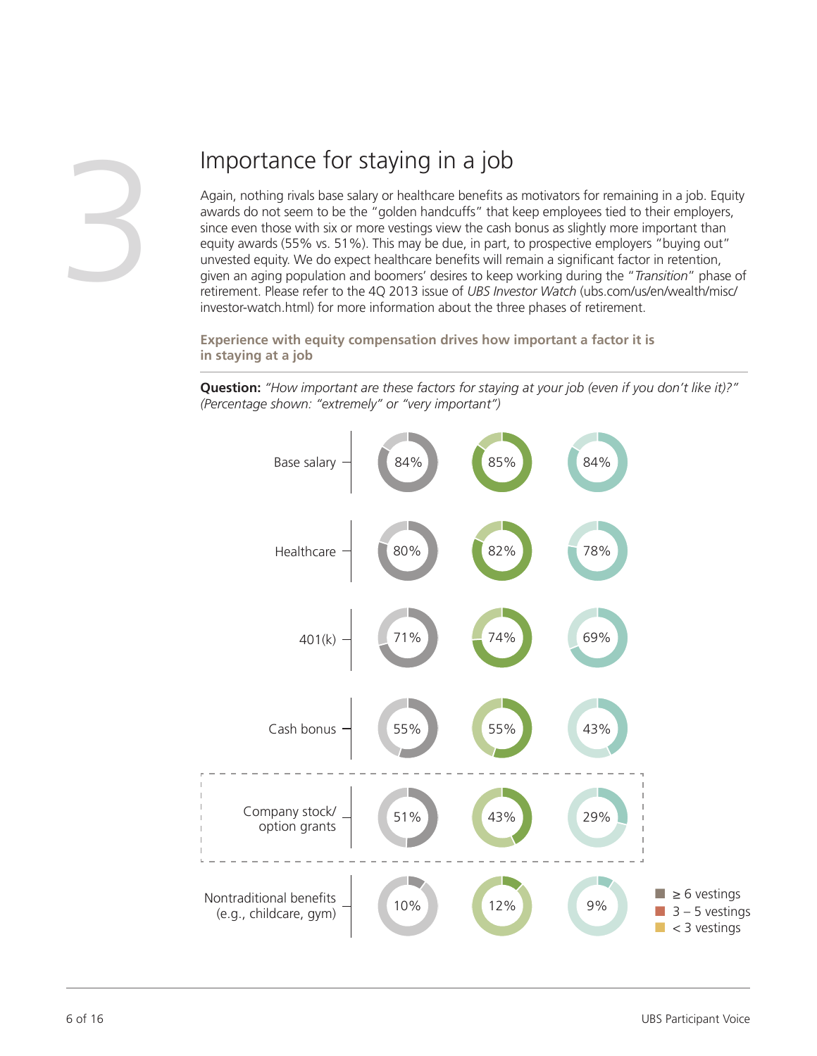# 3

## Importance for staying in a job

Again, nothing rivals base salary or healthcare benefits as motivators for remaining in a job. Equity awards do not seem to be the "golden handcuffs" that keep employees tied to their employers, since even those with six or more vestings view the cash bonus as slightly more important than equity awards (55% vs. 51%). This may be due, in part, to prospective employers "buying out" unvested equity. We do expect healthcare benefits will remain a significant factor in retention, given an aging population and boomers' desires to keep working during the "*Transition*" phase of retirement. Please refer to the 4Q 2013 issue of *UBS Investor Watch* (ubs.com/us/en/wealth/misc/investor-watch.html) for more information about the three phases of retirement.

**Experience with equity compensation drives how important a factor it is in staying at a job**

**Question:** *"How important are these factors for staying at your job (even if you don't like it)?" (Percentage shown: "extremely" or "very important")*

| | ≥ 6 vestings | 3 – 5 vestings | < 3 vestings |
|---|---|---|---|
| Base salary | 84% | 85% | 84% |
| Healthcare | 80% | 82% | 78% |
| 401(k) | 71% | 74% | 69% |
| Cash bonus | 55% | 55% | 43% |
| Company stock/ option grants | 51% | 43% | 29% |
| Nontraditional benefits (e.g., childcare, gym) | 10% | 12% | 9% |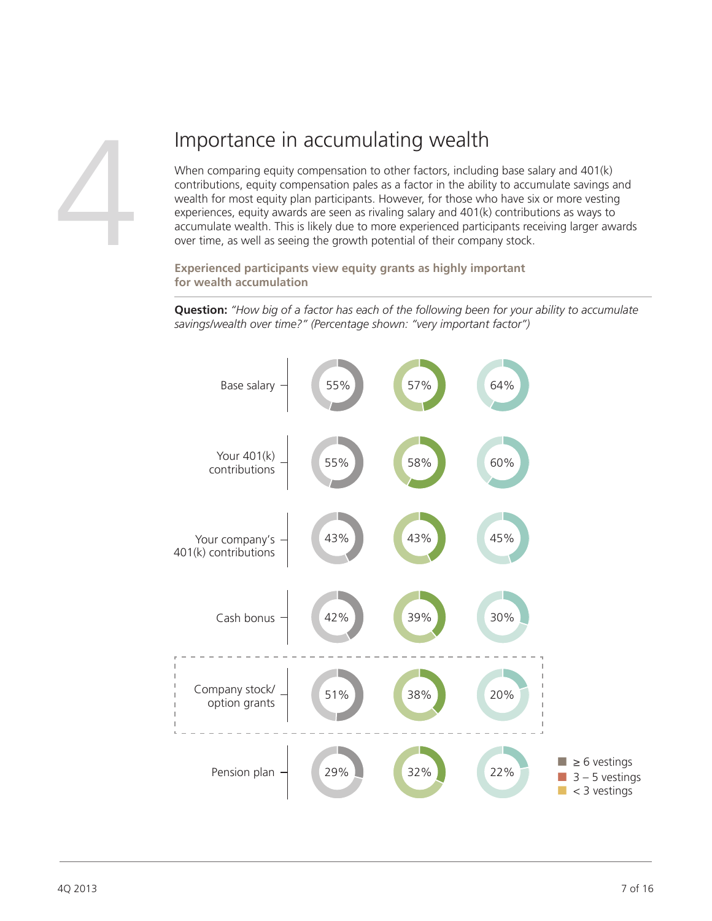4

# Importance in accumulating wealth

When comparing equity compensation to other factors, including base salary and 401(k) contributions, equity compensation pales as a factor in the ability to accumulate savings and wealth for most equity plan participants. However, for those who have six or more vesting experiences, equity awards are seen as rivaling salary and 401(k) contributions as ways to accumulate wealth. This is likely due to more experienced participants receiving larger awards over time, as well as seeing the growth potential of their company stock.

**Experienced participants view equity grants as highly important for wealth accumulation**

**Question:** *"How big of a factor has each of the following been for your ability to accumulate savings/wealth over time?" (Percentage shown: "very important factor")*

| | ≥ 6 vestings | 3 – 5 vestings | < 3 vestings |
|---|---|---|---|
| Base salary | 55% | 57% | 64% |
| Your 401(k) contributions | 55% | 58% | 60% |
| Your company's 401(k) contributions | 43% | 43% | 45% |
| Cash bonus | 42% | 39% | 30% |
| Company stock/ option grants | 51% | 38% | 20% |
| Pension plan | 29% | 32% | 22% |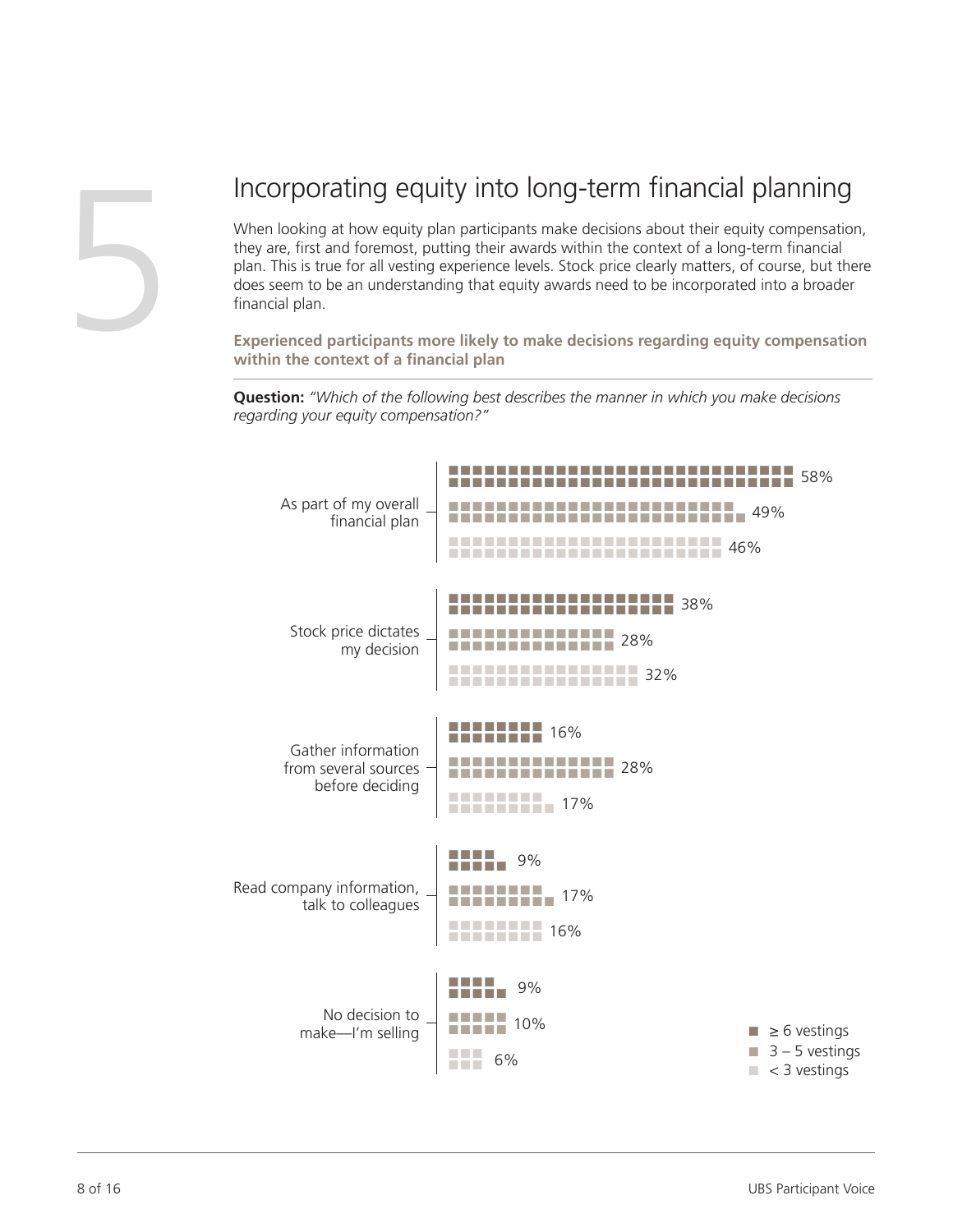# 5 Incorporating equity into long-term financial planning

When looking at how equity plan participants make decisions about their equity compensation, they are, first and foremost, putting their awards within the context of a long-term financial plan. This is true for all vesting experience levels. Stock price clearly matters, of course, but there does seem to be an understanding that equity awards need to be incorporated into a broader financial plan.

**Experienced participants more likely to make decisions regarding equity compensation within the context of a financial plan**

**Question:** *"Which of the following best describes the manner in which you make decisions regarding your equity compensation?"*

| | ≥ 6 vestings | 3 – 5 vestings | < 3 vestings |
|---|---|---|---|
| As part of my overall financial plan | 58% | 49% | 46% |
| Stock price dictates my decision | 38% | 28% | 32% |
| Gather information from several sources before deciding | 16% | 28% | 17% |
| Read company information, talk to colleagues | 9% | 17% | 16% |
| No decision to make—I'm selling | 9% | 10% | 6% |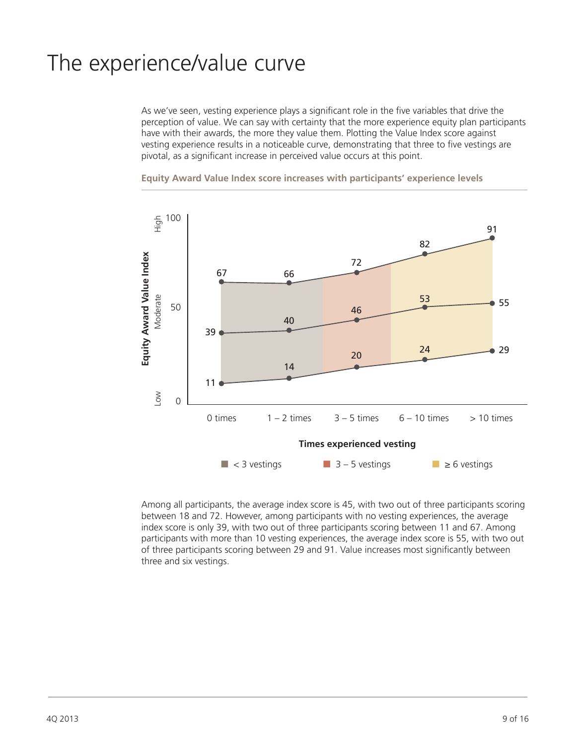# The experience/value curve

As we've seen, vesting experience plays a significant role in the five variables that drive the perception of value. We can say with certainty that the more experience equity plan participants have with their awards, the more they value them. Plotting the Value Index score against vesting experience results in a noticeable curve, demonstrating that three to five vestings are pivotal, as a significant increase in perceived value occurs at this point.

**Equity Award Value Index score increases with participants' experience levels**

| Times experienced vesting | Low | Average | High |
|---|---|---|---|
| 0 times | 11 | 39 | 67 |
| 1 – 2 times | 14 | 40 | 66 |
| 3 – 5 times | 20 | 46 | 72 |
| 6 – 10 times | 24 | 53 | 82 |
| > 10 times | 29 | 55 | 91 |

Legend: < 3 vestings; 3 – 5 vestings; ≥ 6 vestings

Among all participants, the average index score is 45, with two out of three participants scoring between 18 and 72. However, among participants with no vesting experiences, the average index score is only 39, with two out of three participants scoring between 11 and 67. Among participants with more than 10 vesting experiences, the average index score is 55, with two out of three participants scoring between 29 and 91. Value increases most significantly between three and six vestings.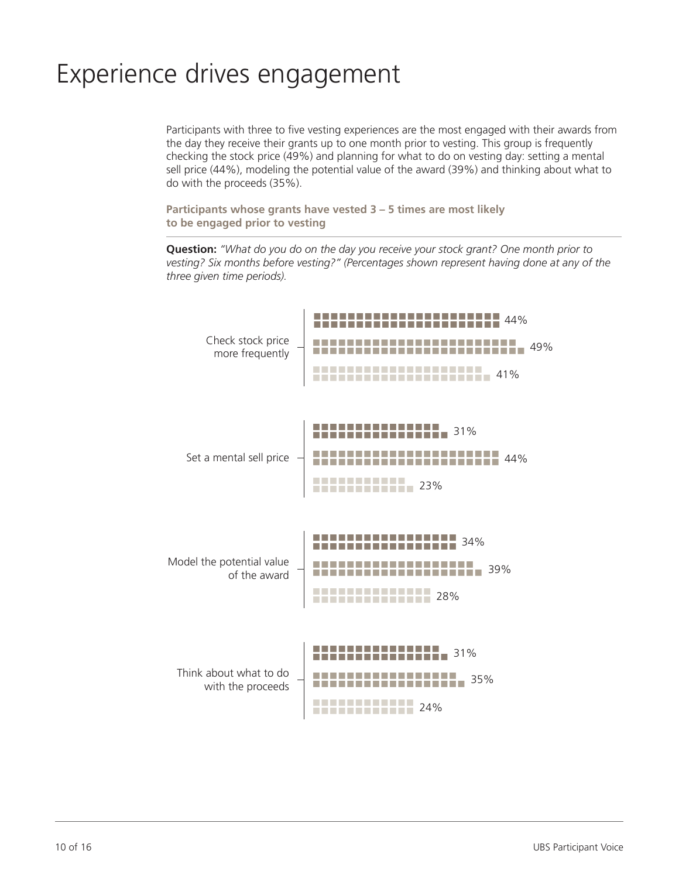# Experience drives engagement

Participants with three to five vesting experiences are the most engaged with their awards from the day they receive their grants up to one month prior to vesting. This group is frequently checking the stock price (49%) and planning for what to do on vesting day: setting a mental sell price (44%), modeling the potential value of the award (39%) and thinking about what to do with the proceeds (35%).

**Participants whose grants have vested 3 – 5 times are most likely to be engaged prior to vesting**

**Question:** *"What do you do on the day you receive your stock grant? One month prior to vesting? Six months before vesting?" (Percentages shown represent having done at any of the three given time periods).*

| | | | |
|---|---|---|---|
| Check stock price more frequently | 44% | 49% | 41% |
| Set a mental sell price | 31% | 44% | 23% |
| Model the potential value of the award | 34% | 39% | 28% |
| Think about what to do with the proceeds | 31% | 35% | 24% |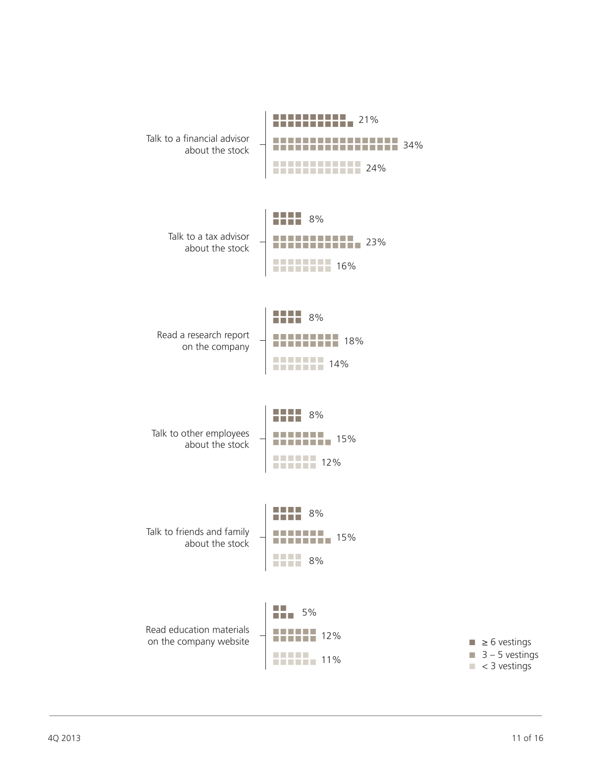| Action | ≥ 6 vestings | 3 – 5 vestings | < 3 vestings |
| --- | --- | --- | --- |
| Talk to a financial advisor about the stock | 21% | 34% | 24% |
| Talk to a tax advisor about the stock | 8% | 23% | 16% |
| Read a research report on the company | 8% | 18% | 14% |
| Talk to other employees about the stock | 8% | 15% | 12% |
| Talk to friends and family about the stock | 8% | 15% | 8% |
| Read education materials on the company website | 5% | 12% | 11% |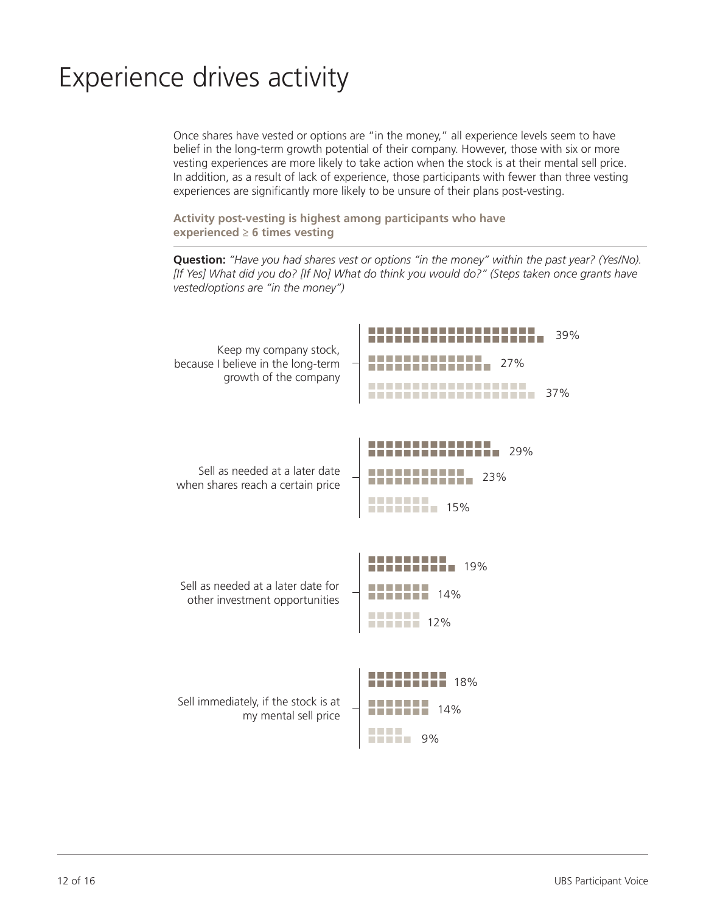# Experience drives activity

Once shares have vested or options are "in the money," all experience levels seem to have belief in the long-term growth potential of their company. However, those with six or more vesting experiences are more likely to take action when the stock is at their mental sell price. In addition, as a result of lack of experience, those participants with fewer than three vesting experiences are significantly more likely to be unsure of their plans post-vesting.

**Activity post-vesting is highest among participants who have experienced ≥ 6 times vesting**

**Question:** *"Have you had shares vest or options "in the money" within the past year? (Yes/No). [If Yes] What did you do? [If No] What do think you would do?" (Steps taken once grants have vested/options are "in the money")*

| | | | |
|---|---|---|---|
| Keep my company stock, because I believe in the long-term growth of the company | 39% | 27% | 37% |
| Sell as needed at a later date when shares reach a certain price | 29% | 23% | 15% |
| Sell as needed at a later date for other investment opportunities | 19% | 14% | 12% |
| Sell immediately, if the stock is at my mental sell price | 18% | 14% | 9% |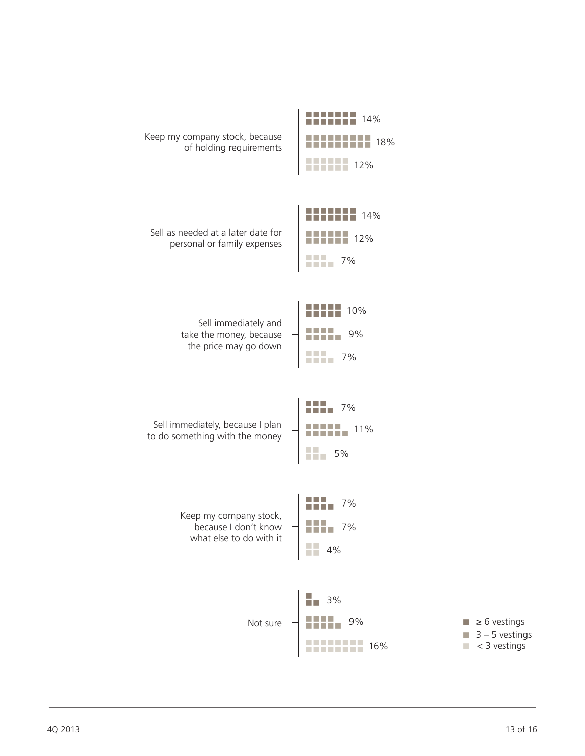| | ≥ 6 vestings | 3 – 5 vestings | < 3 vestings |
|---|---|---|---|
| Keep my company stock, because of holding requirements | 14% | 18% | 12% |
| Sell as needed at a later date for personal or family expenses | 14% | 12% | 7% |
| Sell immediately and take the money, because the price may go down | 10% | 9% | 7% |
| Sell immediately, because I plan to do something with the money | 7% | 11% | 5% |
| Keep my company stock, because I don't know what else to do with it | 7% | 7% | 4% |
| Not sure | 3% | 9% | 16% |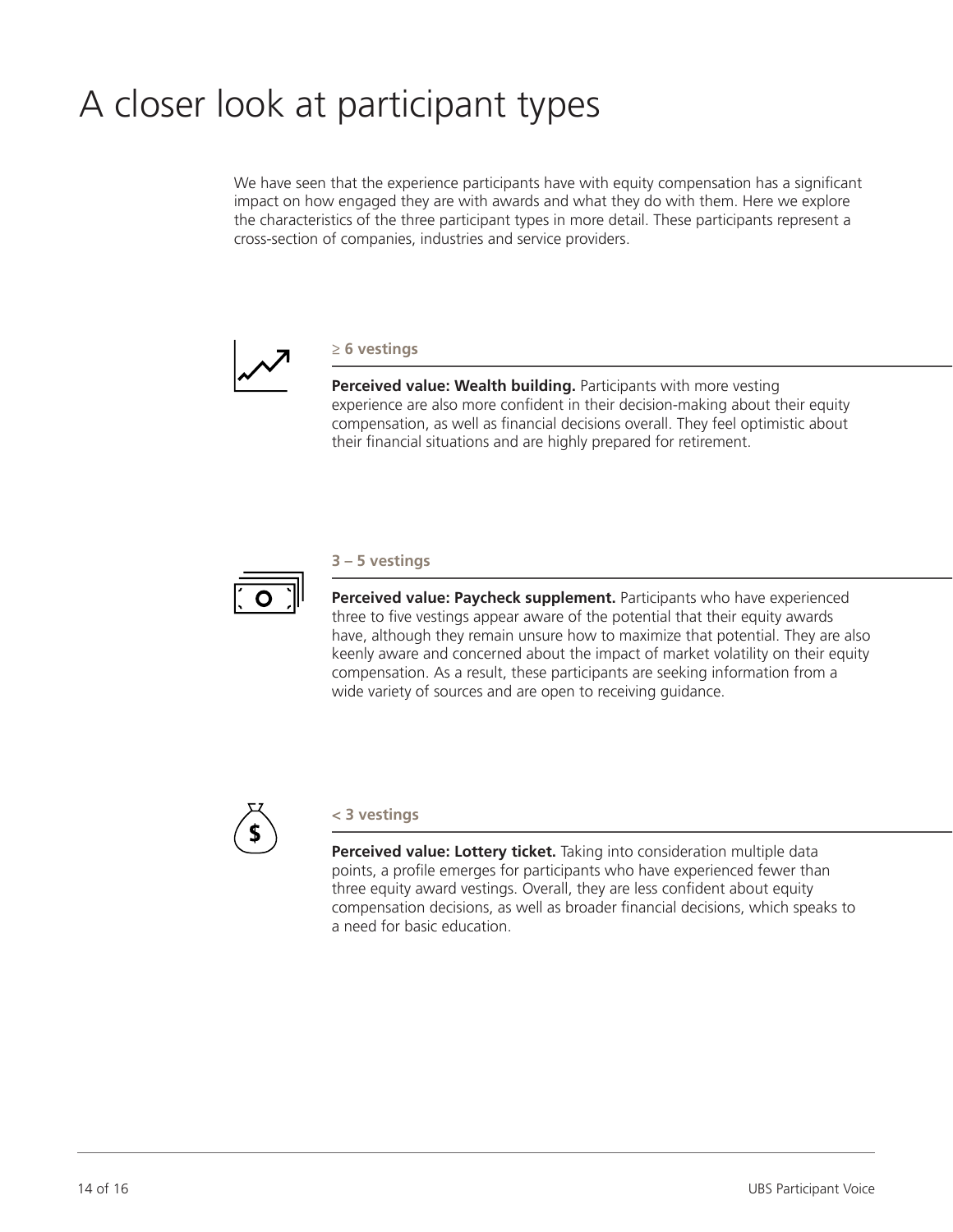# A closer look at participant types

We have seen that the experience participants have with equity compensation has a significant impact on how engaged they are with awards and what they do with them. Here we explore the characteristics of the three participant types in more detail. These participants represent a cross-section of companies, industries and service providers.

### ≥ 6 vestings

**Perceived value: Wealth building.** Participants with more vesting experience are also more confident in their decision-making about their equity compensation, as well as financial decisions overall. They feel optimistic about their financial situations and are highly prepared for retirement.

### 3 – 5 vestings

**Perceived value: Paycheck supplement.** Participants who have experienced three to five vestings appear aware of the potential that their equity awards have, although they remain unsure how to maximize that potential. They are also keenly aware and concerned about the impact of market volatility on their equity compensation. As a result, these participants are seeking information from a wide variety of sources and are open to receiving guidance.

### < 3 vestings

**Perceived value: Lottery ticket.** Taking into consideration multiple data points, a profile emerges for participants who have experienced fewer than three equity award vestings. Overall, they are less confident about equity compensation decisions, as well as broader financial decisions, which speaks to a need for basic education.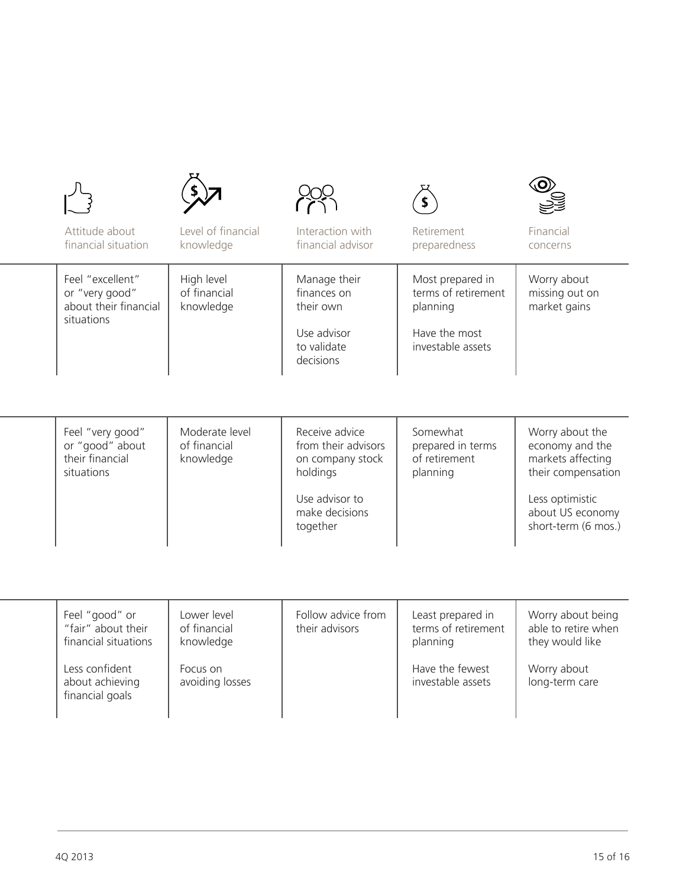| Attitude about financial situation | Level of financial knowledge | Interaction with financial advisor | Retirement preparedness | Financial concerns |
|---|---|---|---|---|
| Feel "excellent" or "very good" about their financial situations | High level of financial knowledge | Manage their finances on their own<br><br>Use advisor to validate decisions | Most prepared in terms of retirement planning<br><br>Have the most investable assets | Worry about missing out on market gains |
| Feel "very good" or "good" about their financial situations | Moderate level of financial knowledge | Receive advice from their advisors on company stock holdings<br><br>Use advisor to make decisions together | Somewhat prepared in terms of retirement planning | Worry about the economy and the markets affecting their compensation<br><br>Less optimistic about US economy short-term (6 mos.) |
| Feel "good" or "fair" about their financial situations<br><br>Less confident about achieving financial goals | Lower level of financial knowledge<br><br>Focus on avoiding losses | Follow advice from their advisors | Least prepared in terms of retirement planning<br><br>Have the fewest investable assets | Worry about being able to retire when they would like<br><br>Worry about long-term care |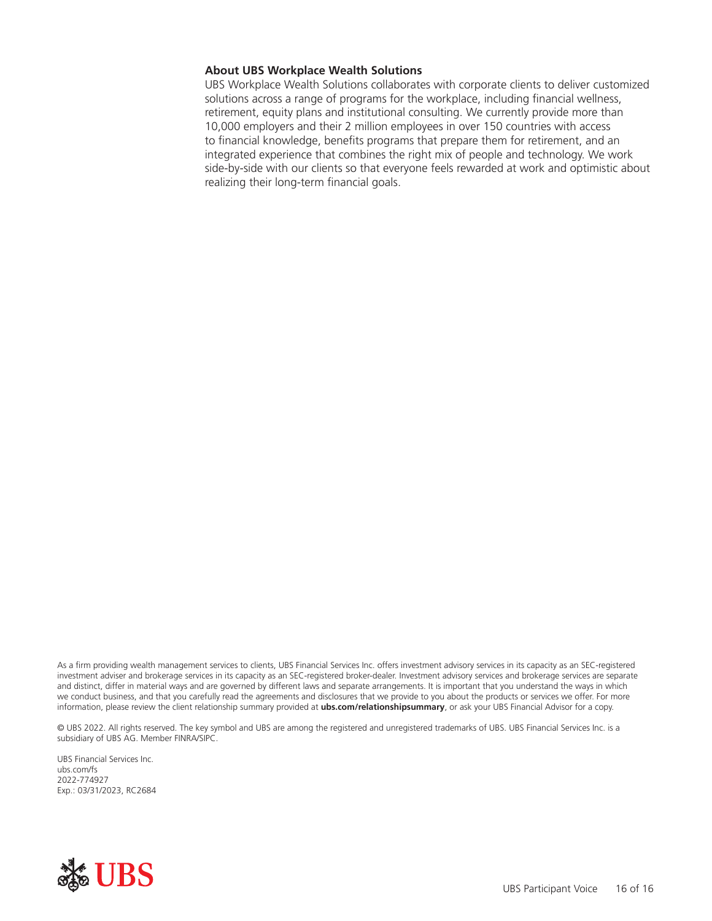**About UBS Workplace Wealth Solutions**

UBS Workplace Wealth Solutions collaborates with corporate clients to deliver customized solutions across a range of programs for the workplace, including financial wellness, retirement, equity plans and institutional consulting. We currently provide more than 10,000 employers and their 2 million employees in over 150 countries with access to financial knowledge, benefits programs that prepare them for retirement, and an integrated experience that combines the right mix of people and technology. We work side-by-side with our clients so that everyone feels rewarded at work and optimistic about realizing their long-term financial goals.

As a firm providing wealth management services to clients, UBS Financial Services Inc. offers investment advisory services in its capacity as an SEC-registered investment adviser and brokerage services in its capacity as an SEC-registered broker-dealer. Investment advisory services and brokerage services are separate and distinct, differ in material ways and are governed by different laws and separate arrangements. It is important that you understand the ways in which we conduct business, and that you carefully read the agreements and disclosures that we provide to you about the products or services we offer. For more information, please review the client relationship summary provided at **ubs.com/relationshipsummary**, or ask your UBS Financial Advisor for a copy.

© UBS 2022. All rights reserved. The key symbol and UBS are among the registered and unregistered trademarks of UBS. UBS Financial Services Inc. is a subsidiary of UBS AG. Member FINRA/SIPC.

UBS Financial Services Inc.
ubs.com/fs
2022-774927
Exp.: 03/31/2023, RC2684

UBS